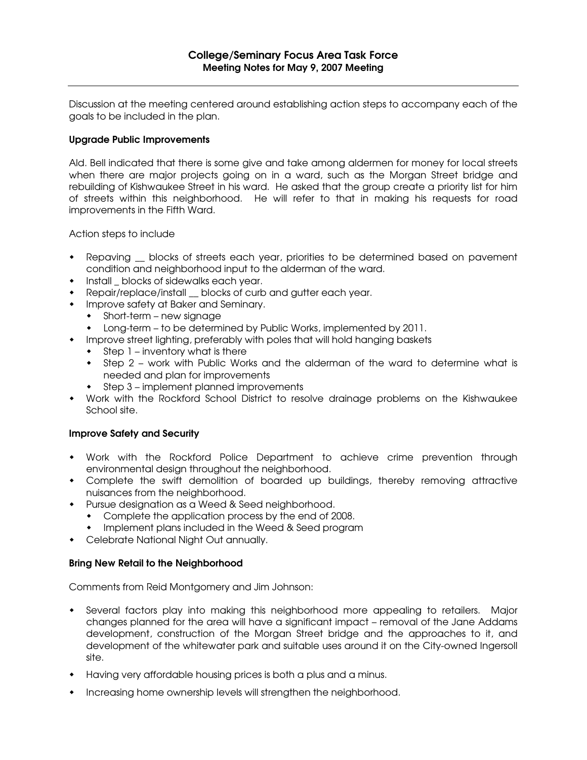# College/Seminary Focus Area Task Force
## Meeting Notes for May 9, 2007 Meeting

Discussion at the meeting centered around establishing action steps to accompany each of the goals to be included in the plan.

### Upgrade Public Improvements

Ald. Bell indicated that there is some give and take among aldermen for money for local streets when there are major projects going on in a ward, such as the Morgan Street bridge and rebuilding of Kishwaukee Street in his ward. He asked that the group create a priority list for him of streets within this neighborhood. He will refer to that in making his requests for road improvements in the Fifth Ward.

Action steps to include

- Repaving __ blocks of streets each year, priorities to be determined based on pavement condition and neighborhood input to the alderman of the ward.
- Install _ blocks of sidewalks each year.
- Repair/replace/install __ blocks of curb and gutter each year.
- Improve safety at Baker and Seminary.
  - Short-term – new signage
  - Long-term – to be determined by Public Works, implemented by 2011.
- Improve street lighting, preferably with poles that will hold hanging baskets
  - Step 1 – inventory what is there
  - Step 2 – work with Public Works and the alderman of the ward to determine what is needed and plan for improvements
  - Step 3 – implement planned improvements
- Work with the Rockford School District to resolve drainage problems on the Kishwaukee School site.

### Improve Safety and Security

- Work with the Rockford Police Department to achieve crime prevention through environmental design throughout the neighborhood.
- Complete the swift demolition of boarded up buildings, thereby removing attractive nuisances from the neighborhood.
- Pursue designation as a Weed & Seed neighborhood.
  - Complete the application process by the end of 2008.
  - Implement plans included in the Weed & Seed program
- Celebrate National Night Out annually.

### Bring New Retail to the Neighborhood

Comments from Reid Montgomery and Jim Johnson:

- Several factors play into making this neighborhood more appealing to retailers. Major changes planned for the area will have a significant impact – removal of the Jane Addams development, construction of the Morgan Street bridge and the approaches to it, and development of the whitewater park and suitable uses around it on the City-owned Ingersoll site.
- Having very affordable housing prices is both a plus and a minus.
- Increasing home ownership levels will strengthen the neighborhood.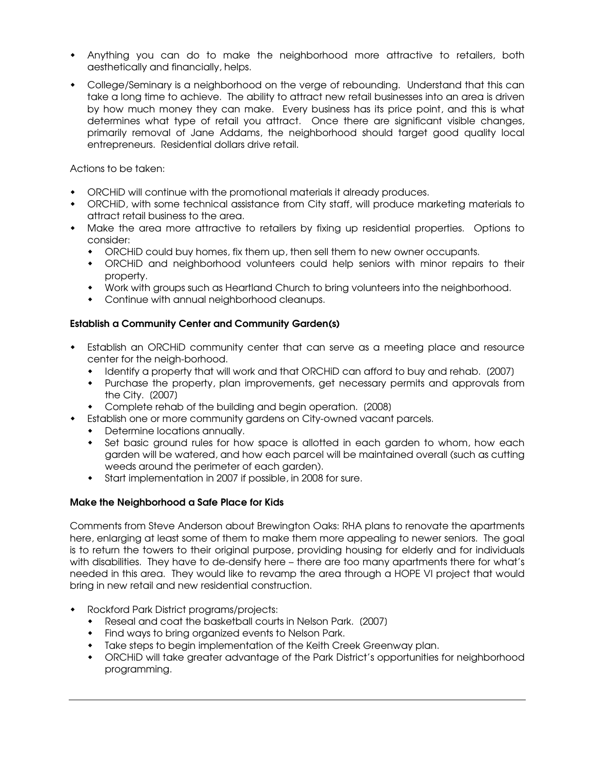- Anything you can do to make the neighborhood more attractive to retailers, both aesthetically and financially, helps.
- College/Seminary is a neighborhood on the verge of rebounding. Understand that this can take a long time to achieve. The ability to attract new retail businesses into an area is driven by how much money they can make. Every business has its price point, and this is what determines what type of retail you attract. Once there are significant visible changes, primarily removal of Jane Addams, the neighborhood should target good quality local entrepreneurs. Residential dollars drive retail.

Actions to be taken:

- ORCHiD will continue with the promotional materials it already produces.
- ORCHiD, with some technical assistance from City staff, will produce marketing materials to attract retail business to the area.
- Make the area more attractive to retailers by fixing up residential properties. Options to consider:
  - ORCHiD could buy homes, fix them up, then sell them to new owner occupants.
  - ORCHiD and neighborhood volunteers could help seniors with minor repairs to their property.
  - Work with groups such as Heartland Church to bring volunteers into the neighborhood.
  - Continue with annual neighborhood cleanups.

**Establish a Community Center and Community Garden(s)**

- Establish an ORCHiD community center that can serve as a meeting place and resource center for the neigh-borhood.
  - Identify a property that will work and that ORCHiD can afford to buy and rehab. (2007)
  - Purchase the property, plan improvements, get necessary permits and approvals from the City. (2007)
  - Complete rehab of the building and begin operation. (2008)
- Establish one or more community gardens on City-owned vacant parcels.
  - Determine locations annually.
  - Set basic ground rules for how space is allotted in each garden to whom, how each garden will be watered, and how each parcel will be maintained overall (such as cutting weeds around the perimeter of each garden).
  - Start implementation in 2007 if possible, in 2008 for sure.

**Make the Neighborhood a Safe Place for Kids**

Comments from Steve Anderson about Brewington Oaks: RHA plans to renovate the apartments here, enlarging at least some of them to make them more appealing to newer seniors. The goal is to return the towers to their original purpose, providing housing for elderly and for individuals with disabilities. They have to de-densify here – there are too many apartments there for what's needed in this area. They would like to revamp the area through a HOPE VI project that would bring in new retail and new residential construction.

- Rockford Park District programs/projects:
  - Reseal and coat the basketball courts in Nelson Park. (2007)
  - Find ways to bring organized events to Nelson Park.
  - Take steps to begin implementation of the Keith Creek Greenway plan.
  - ORCHiD will take greater advantage of the Park District's opportunities for neighborhood programming.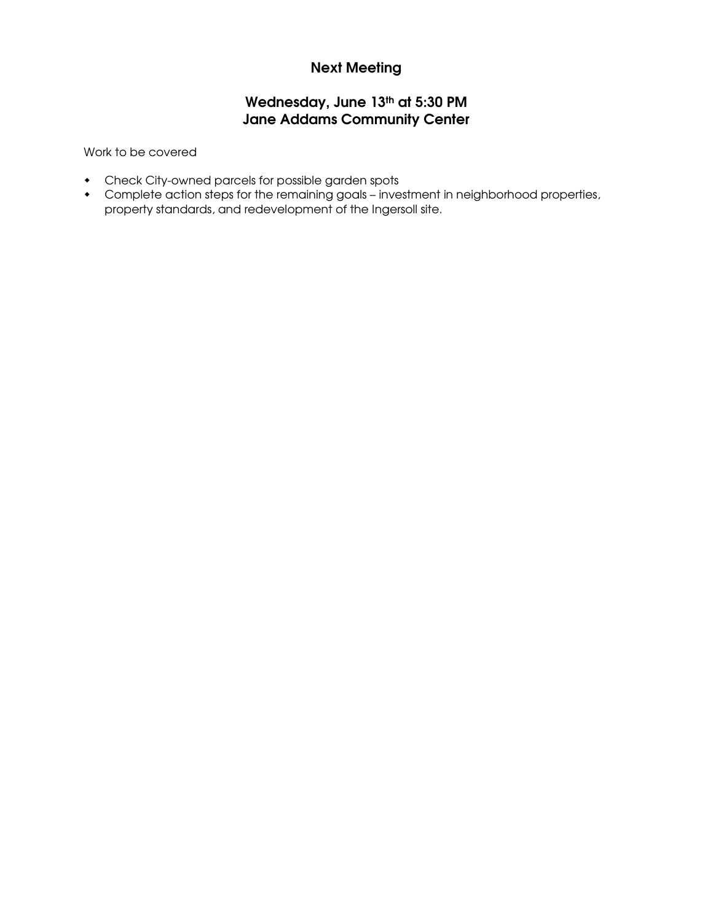## Next Meeting

### Wednesday, June 13th at 5:30 PM
### Jane Addams Community Center

Work to be covered

- Check City-owned parcels for possible garden spots
- Complete action steps for the remaining goals – investment in neighborhood properties, property standards, and redevelopment of the Ingersoll site.